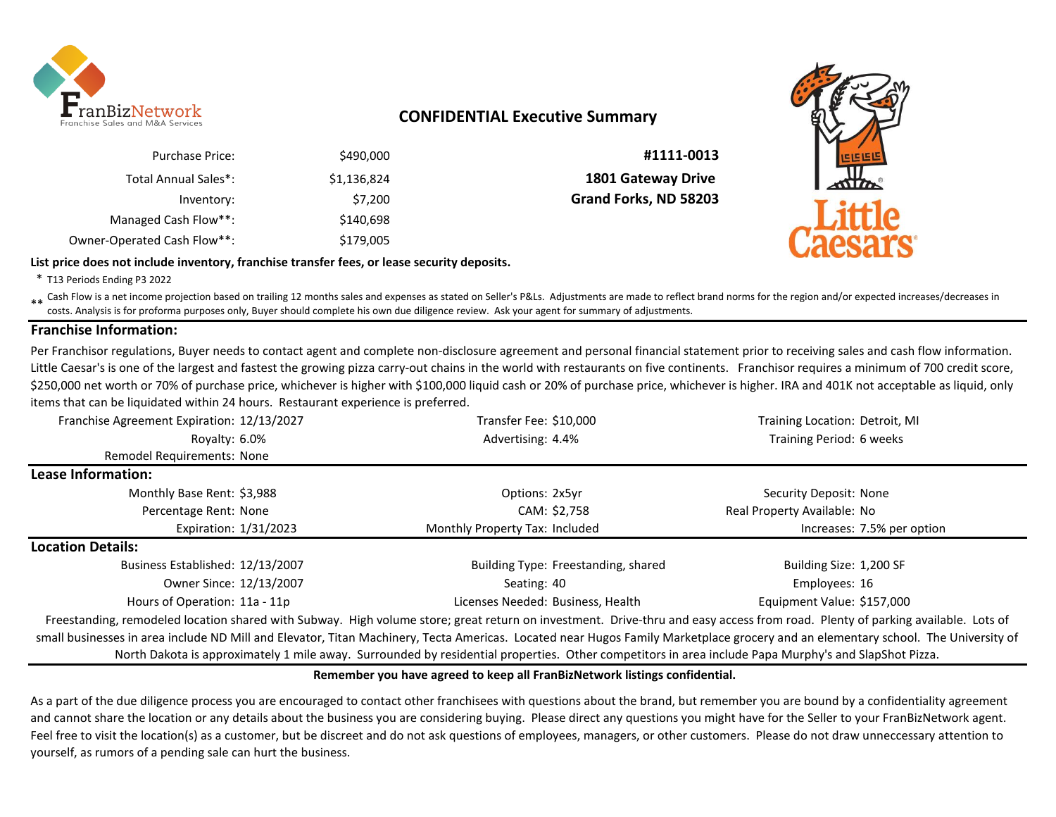FranBizNetwork
Franchise Sales and M&A Services

# CONFIDENTIAL Executive Summary

| | |
|---|---|
| Purchase Price: | $490,000 |
| Total Annual Sales*: | $1,136,824 |
| Inventory: | $7,200 |
| Managed Cash Flow**: | $140,698 |
| Owner-Operated Cash Flow**: | $179,005 |

**#1111-0013**
**1801 Gateway Drive**
**Grand Forks, ND 58203**

**List price does not include inventory, franchise transfer fees, or lease security deposits.**

\* T13 Periods Ending P3 2022

** Cash Flow is a net income projection based on trailing 12 months sales and expenses as stated on Seller's P&Ls. Adjustments are made to reflect brand norms for the region and/or expected increases/decreases in costs. Analysis is for proforma purposes only, Buyer should complete his own due diligence review. Ask your agent for summary of adjustments.

## Franchise Information:

Per Franchisor regulations, Buyer needs to contact agent and complete non-disclosure agreement and personal financial statement prior to receiving sales and cash flow information. Little Caesar's is one of the largest and fastest the growing pizza carry-out chains in the world with restaurants on five continents. Franchisor requires a minimum of 700 credit score, $250,000 net worth or 70% of purchase price, whichever is higher with $100,000 liquid cash or 20% of purchase price, whichever is higher. IRA and 401K not acceptable as liquid, only items that can be liquidated within 24 hours. Restaurant experience is preferred.

| | | | | | |
|---|---|---|---|---|---|
| Franchise Agreement Expiration: | 12/13/2027 | Transfer Fee: | $10,000 | Training Location: | Detroit, MI |
| Royalty: | 6.0% | Advertising: | 4.4% | Training Period: | 6 weeks |
| Remodel Requirements: | None | | | | |

## Lease Information:

| | | | | | |
|---|---|---|---|---|---|
| Monthly Base Rent: | $3,988 | Options: | 2x5yr | Security Deposit: | None |
| Percentage Rent: | None | CAM: | $2,758 | Real Property Available: | No |
| Expiration: | 1/31/2023 | Monthly Property Tax: | Included | Increases: | 7.5% per option |

## Location Details:

| | | | | | |
|---|---|---|---|---|---|
| Business Established: | 12/13/2007 | Building Type: | Freestanding, shared | Building Size: | 1,200 SF |
| Owner Since: | 12/13/2007 | Seating: | 40 | Employees: | 16 |
| Hours of Operation: | 11a - 11p | Licenses Needed: | Business, Health | Equipment Value: | $157,000 |

Freestanding, remodeled location shared with Subway. High volume store; great return on investment. Drive-thru and easy access from road. Plenty of parking available. Lots of small businesses in area include ND Mill and Elevator, Titan Machinery, Tecta Americas. Located near Hugos Family Marketplace grocery and an elementary school. The University of North Dakota is approximately 1 mile away. Surrounded by residential properties. Other competitors in area include Papa Murphy's and SlapShot Pizza.

**Remember you have agreed to keep all FranBizNetwork listings confidential.**

As a part of the due diligence process you are encouraged to contact other franchisees with questions about the brand, but remember you are bound by a confidentiality agreement and cannot share the location or any details about the business you are considering buying. Please direct any questions you might have for the Seller to your FranBizNetwork agent. Feel free to visit the location(s) as a customer, but be discreet and do not ask questions of employees, managers, or other customers. Please do not draw unneccessary attention to yourself, as rumors of a pending sale can hurt the business.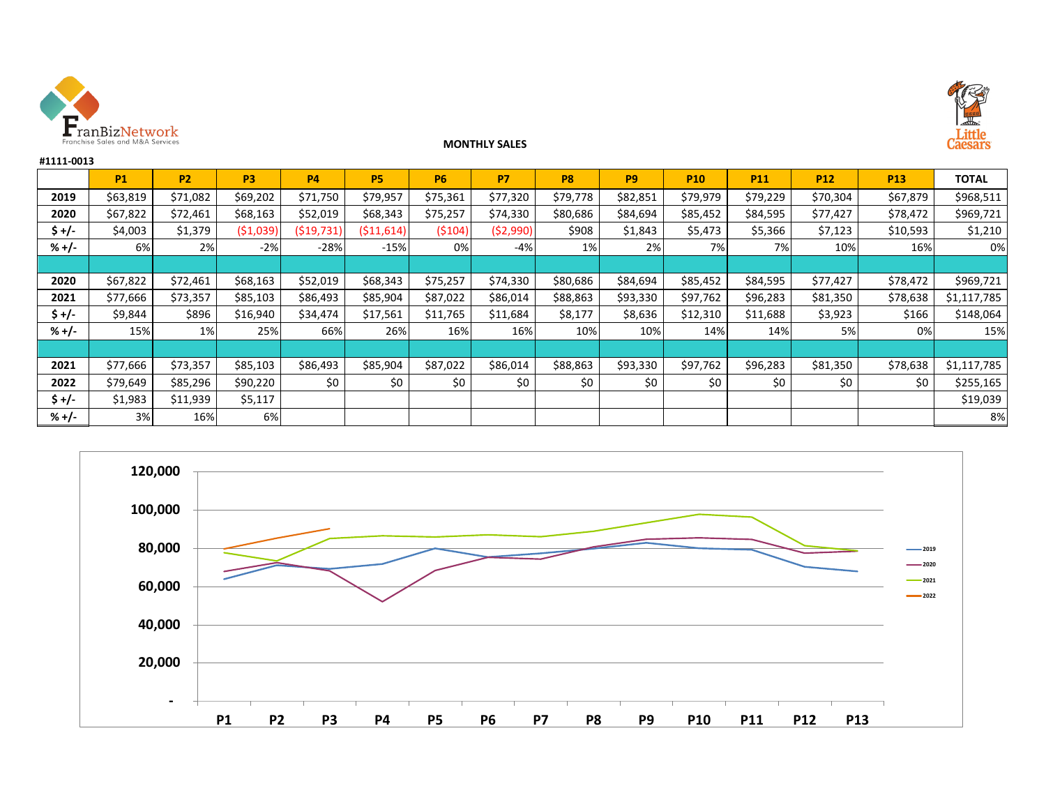FranBizNetwork
Franchise Sales and M&A Services

**MONTHLY SALES**

Little Caesars

**#1111-0013**

| | P1 | P2 | P3 | P4 | P5 | P6 | P7 | P8 | P9 | P10 | P11 | P12 | P13 | TOTAL |
|---|---|---|---|---|---|---|---|---|---|---|---|---|---|---|
| **2019** | $63,819 | $71,082 | $69,202 | $71,750 | $79,957 | $75,361 | $77,320 | $79,778 | $82,851 | $79,979 | $79,229 | $70,304 | $67,879 | $968,511 |
| **2020** | $67,822 | $72,461 | $68,163 | $52,019 | $68,343 | $75,257 | $74,330 | $80,686 | $84,694 | $85,452 | $84,595 | $77,427 | $78,472 | $969,721 |
| **$ +/-** | $4,003 | $1,379 | ($1,039) | ($19,731) | ($11,614) | ($104) | ($2,990) | $908 | $1,843 | $5,473 | $5,366 | $7,123 | $10,593 | $1,210 |
| **% +/-** | 6% | 2% | -2% | -28% | -15% | 0% | -4% | 1% | 2% | 7% | 7% | 10% | 16% | 0% |
| | | | | | | | | | | | | | | |
| **2020** | $67,822 | $72,461 | $68,163 | $52,019 | $68,343 | $75,257 | $74,330 | $80,686 | $84,694 | $85,452 | $84,595 | $77,427 | $78,472 | $969,721 |
| **2021** | $77,666 | $73,357 | $85,103 | $86,493 | $85,904 | $87,022 | $86,014 | $88,863 | $93,330 | $97,762 | $96,283 | $81,350 | $78,638 | $1,117,785 |
| **$ +/-** | $9,844 | $896 | $16,940 | $34,474 | $17,561 | $11,765 | $11,684 | $8,177 | $8,636 | $12,310 | $11,688 | $3,923 | $166 | $148,064 |
| **% +/-** | 15% | 1% | 25% | 66% | 26% | 16% | 16% | 10% | 10% | 14% | 14% | 5% | 0% | 15% |
| | | | | | | | | | | | | | | |
| **2021** | $77,666 | $73,357 | $85,103 | $86,493 | $85,904 | $87,022 | $86,014 | $88,863 | $93,330 | $97,762 | $96,283 | $81,350 | $78,638 | $1,117,785 |
| **2022** | $79,649 | $85,296 | $90,220 | $0 | $0 | $0 | $0 | $0 | $0 | $0 | $0 | $0 | $0 | $255,165 |
| **$ +/-** | $1,983 | $11,939 | $5,117 | | | | | | | | | | | $19,039 |
| **% +/-** | 3% | 16% | 6% | | | | | | | | | | | 8% |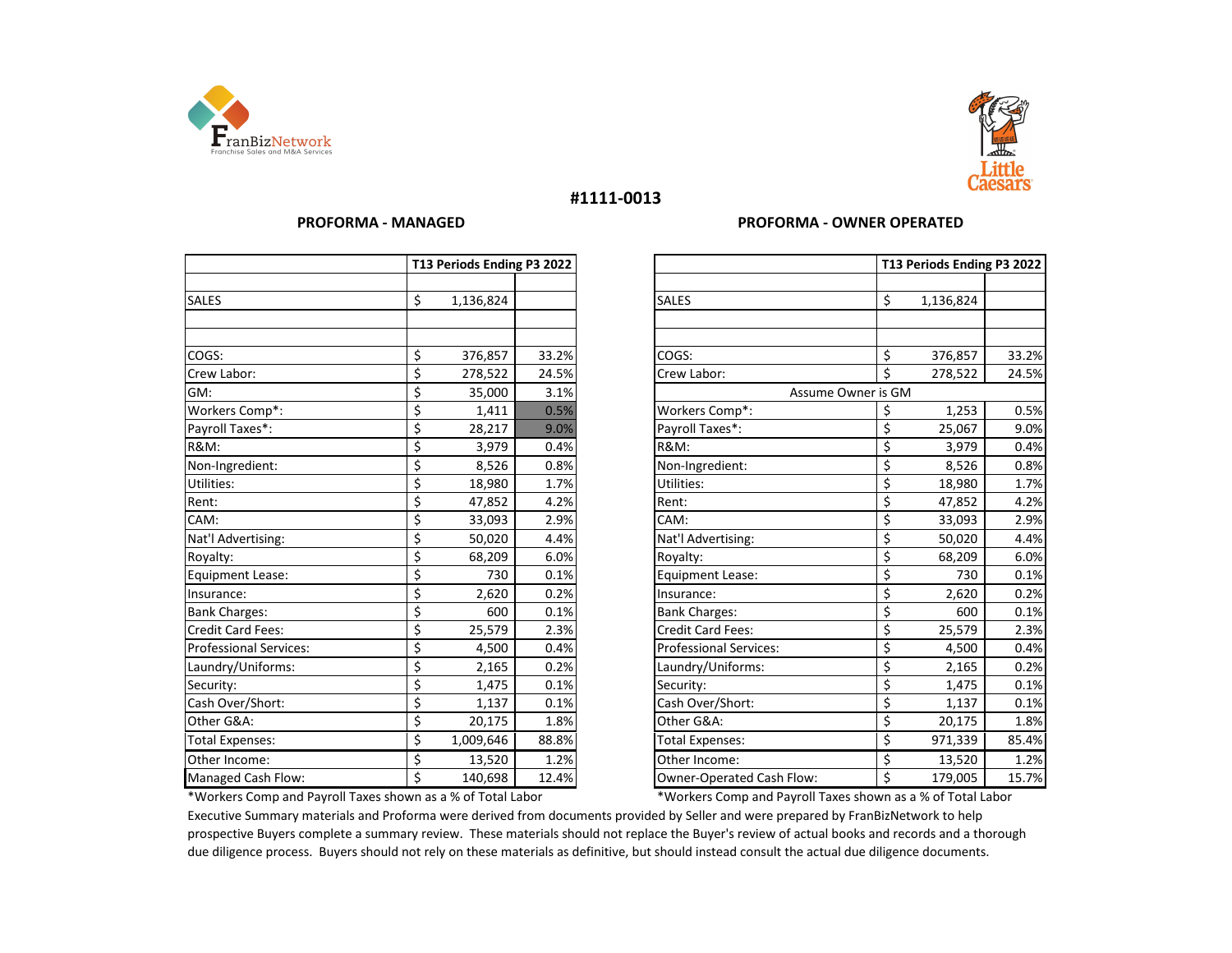# #1111-0013

## PROFORMA - MANAGED

| | T13 Periods Ending P3 2022 | |
|---|---|---|
| SALES | $ 1,136,824 | |
| COGS: | $ 376,857 | 33.2% |
| Crew Labor: | $ 278,522 | 24.5% |
| GM: | $ 35,000 | 3.1% |
| Workers Comp*: | $ 1,411 | 0.5% |
| Payroll Taxes*: | $ 28,217 | 9.0% |
| R&M: | $ 3,979 | 0.4% |
| Non-Ingredient: | $ 8,526 | 0.8% |
| Utilities: | $ 18,980 | 1.7% |
| Rent: | $ 47,852 | 4.2% |
| CAM: | $ 33,093 | 2.9% |
| Nat'l Advertising: | $ 50,020 | 4.4% |
| Royalty: | $ 68,209 | 6.0% |
| Equipment Lease: | $ 730 | 0.1% |
| Insurance: | $ 2,620 | 0.2% |
| Bank Charges: | $ 600 | 0.1% |
| Credit Card Fees: | $ 25,579 | 2.3% |
| Professional Services: | $ 4,500 | 0.4% |
| Laundry/Uniforms: | $ 2,165 | 0.2% |
| Security: | $ 1,475 | 0.1% |
| Cash Over/Short: | $ 1,137 | 0.1% |
| Other G&A: | $ 20,175 | 1.8% |
| Total Expenses: | $ 1,009,646 | 88.8% |
| Other Income: | $ 13,520 | 1.2% |
| Managed Cash Flow: | $ 140,698 | 12.4% |

*Workers Comp and Payroll Taxes shown as a % of Total Labor

## PROFORMA - OWNER OPERATED

| | T13 Periods Ending P3 2022 | |
|---|---|---|
| SALES | $ 1,136,824 | |
| COGS: | $ 376,857 | 33.2% |
| Crew Labor: | $ 278,522 | 24.5% |
| Assume Owner is GM | | |
| Workers Comp*: | $ 1,253 | 0.5% |
| Payroll Taxes*: | $ 25,067 | 9.0% |
| R&M: | $ 3,979 | 0.4% |
| Non-Ingredient: | $ 8,526 | 0.8% |
| Utilities: | $ 18,980 | 1.7% |
| Rent: | $ 47,852 | 4.2% |
| CAM: | $ 33,093 | 2.9% |
| Nat'l Advertising: | $ 50,020 | 4.4% |
| Royalty: | $ 68,209 | 6.0% |
| Equipment Lease: | $ 730 | 0.1% |
| Insurance: | $ 2,620 | 0.2% |
| Bank Charges: | $ 600 | 0.1% |
| Credit Card Fees: | $ 25,579 | 2.3% |
| Professional Services: | $ 4,500 | 0.4% |
| Laundry/Uniforms: | $ 2,165 | 0.2% |
| Security: | $ 1,475 | 0.1% |
| Cash Over/Short: | $ 1,137 | 0.1% |
| Other G&A: | $ 20,175 | 1.8% |
| Total Expenses: | $ 971,339 | 85.4% |
| Other Income: | $ 13,520 | 1.2% |
| Owner-Operated Cash Flow: | $ 179,005 | 15.7% |

*Workers Comp and Payroll Taxes shown as a % of Total Labor

Executive Summary materials and Proforma were derived from documents provided by Seller and were prepared by FranBizNetwork to help prospective Buyers complete a summary review. These materials should not replace the Buyer's review of actual books and records and a thorough due diligence process. Buyers should not rely on these materials as definitive, but should instead consult the actual due diligence documents.